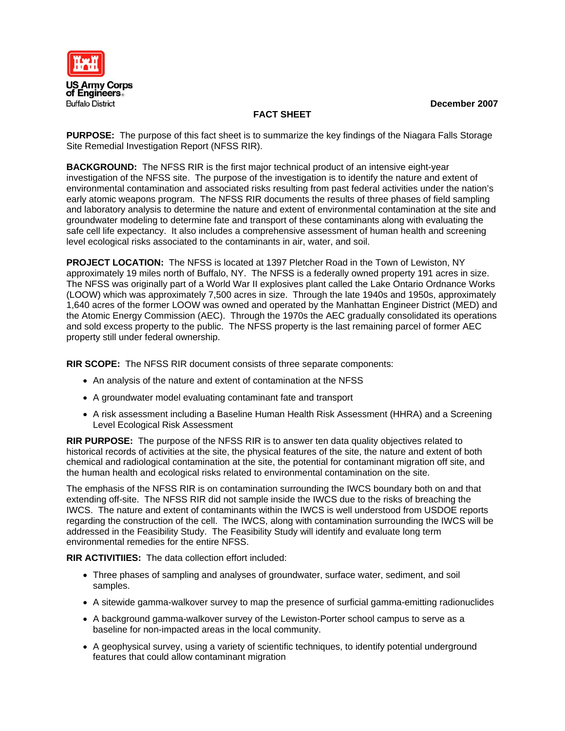US Army Corps of Engineers
Buffalo District

December 2007

# FACT SHEET

**PURPOSE:** The purpose of this fact sheet is to summarize the key findings of the Niagara Falls Storage Site Remedial Investigation Report (NFSS RIR).

**BACKGROUND:** The NFSS RIR is the first major technical product of an intensive eight-year investigation of the NFSS site. The purpose of the investigation is to identify the nature and extent of environmental contamination and associated risks resulting from past federal activities under the nation's early atomic weapons program. The NFSS RIR documents the results of three phases of field sampling and laboratory analysis to determine the nature and extent of environmental contamination at the site and groundwater modeling to determine fate and transport of these contaminants along with evaluating the safe cell life expectancy. It also includes a comprehensive assessment of human health and screening level ecological risks associated to the contaminants in air, water, and soil.

**PROJECT LOCATION:** The NFSS is located at 1397 Pletcher Road in the Town of Lewiston, NY approximately 19 miles north of Buffalo, NY. The NFSS is a federally owned property 191 acres in size. The NFSS was originally part of a World War II explosives plant called the Lake Ontario Ordnance Works (LOOW) which was approximately 7,500 acres in size. Through the late 1940s and 1950s, approximately 1,640 acres of the former LOOW was owned and operated by the Manhattan Engineer District (MED) and the Atomic Energy Commission (AEC). Through the 1970s the AEC gradually consolidated its operations and sold excess property to the public. The NFSS property is the last remaining parcel of former AEC property still under federal ownership.

**RIR SCOPE:** The NFSS RIR document consists of three separate components:

- An analysis of the nature and extent of contamination at the NFSS
- A groundwater model evaluating contaminant fate and transport
- A risk assessment including a Baseline Human Health Risk Assessment (HHRA) and a Screening Level Ecological Risk Assessment

**RIR PURPOSE:** The purpose of the NFSS RIR is to answer ten data quality objectives related to historical records of activities at the site, the physical features of the site, the nature and extent of both chemical and radiological contamination at the site, the potential for contaminant migration off site, and the human health and ecological risks related to environmental contamination on the site.

The emphasis of the NFSS RIR is on contamination surrounding the IWCS boundary both on and that extending off-site. The NFSS RIR did not sample inside the IWCS due to the risks of breaching the IWCS. The nature and extent of contaminants within the IWCS is well understood from USDOE reports regarding the construction of the cell. The IWCS, along with contamination surrounding the IWCS will be addressed in the Feasibility Study. The Feasibility Study will identify and evaluate long term environmental remedies for the entire NFSS.

**RIR ACTIVITIIES:** The data collection effort included:

- Three phases of sampling and analyses of groundwater, surface water, sediment, and soil samples.
- A sitewide gamma-walkover survey to map the presence of surficial gamma-emitting radionuclides
- A background gamma-walkover survey of the Lewiston-Porter school campus to serve as a baseline for non-impacted areas in the local community.
- A geophysical survey, using a variety of scientific techniques, to identify potential underground features that could allow contaminant migration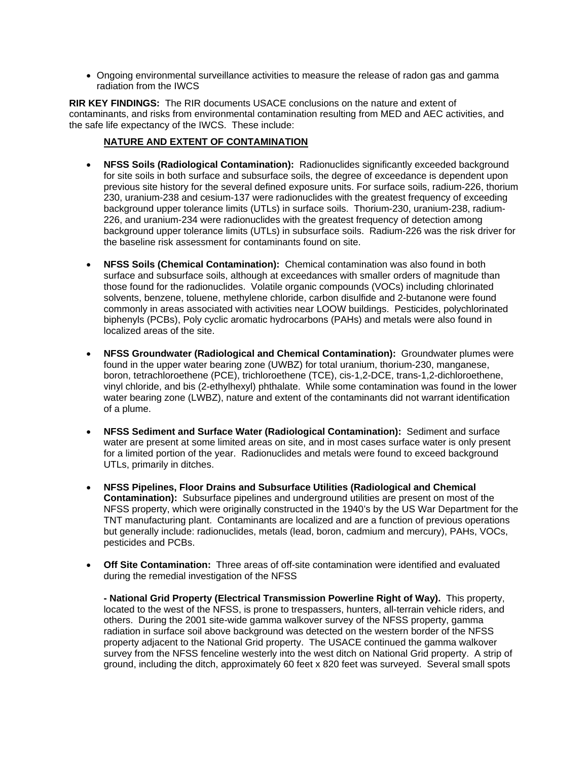- Ongoing environmental surveillance activities to measure the release of radon gas and gamma radiation from the IWCS

**RIR KEY FINDINGS:** The RIR documents USACE conclusions on the nature and extent of contaminants, and risks from environmental contamination resulting from MED and AEC activities, and the safe life expectancy of the IWCS. These include:

**NATURE AND EXTENT OF CONTAMINATION**

- **NFSS Soils (Radiological Contamination):** Radionuclides significantly exceeded background for site soils in both surface and subsurface soils, the degree of exceedance is dependent upon previous site history for the several defined exposure units. For surface soils, radium-226, thorium 230, uranium-238 and cesium-137 were radionuclides with the greatest frequency of exceeding background upper tolerance limits (UTLs) in surface soils. Thorium-230, uranium-238, radium-226, and uranium-234 were radionuclides with the greatest frequency of detection among background upper tolerance limits (UTLs) in subsurface soils. Radium-226 was the risk driver for the baseline risk assessment for contaminants found on site.

- **NFSS Soils (Chemical Contamination):** Chemical contamination was also found in both surface and subsurface soils, although at exceedances with smaller orders of magnitude than those found for the radionuclides. Volatile organic compounds (VOCs) including chlorinated solvents, benzene, toluene, methylene chloride, carbon disulfide and 2-butanone were found commonly in areas associated with activities near LOOW buildings. Pesticides, polychlorinated biphenyls (PCBs), Poly cyclic aromatic hydrocarbons (PAHs) and metals were also found in localized areas of the site.

- **NFSS Groundwater (Radiological and Chemical Contamination):** Groundwater plumes were found in the upper water bearing zone (UWBZ) for total uranium, thorium-230, manganese, boron, tetrachloroethene (PCE), trichloroethene (TCE), cis-1,2-DCE, trans-1,2-dichloroethene, vinyl chloride, and bis (2-ethylhexyl) phthalate. While some contamination was found in the lower water bearing zone (LWBZ), nature and extent of the contaminants did not warrant identification of a plume.

- **NFSS Sediment and Surface Water (Radiological Contamination):** Sediment and surface water are present at some limited areas on site, and in most cases surface water is only present for a limited portion of the year. Radionuclides and metals were found to exceed background UTLs, primarily in ditches.

- **NFSS Pipelines, Floor Drains and Subsurface Utilities (Radiological and Chemical Contamination):** Subsurface pipelines and underground utilities are present on most of the NFSS property, which were originally constructed in the 1940's by the US War Department for the TNT manufacturing plant. Contaminants are localized and are a function of previous operations but generally include: radionuclides, metals (lead, boron, cadmium and mercury), PAHs, VOCs, pesticides and PCBs.

- **Off Site Contamination:** Three areas of off-site contamination were identified and evaluated during the remedial investigation of the NFSS

  **- National Grid Property (Electrical Transmission Powerline Right of Way).** This property, located to the west of the NFSS, is prone to trespassers, hunters, all-terrain vehicle riders, and others. During the 2001 site-wide gamma walkover survey of the NFSS property, gamma radiation in surface soil above background was detected on the western border of the NFSS property adjacent to the National Grid property. The USACE continued the gamma walkover survey from the NFSS fenceline westerly into the west ditch on National Grid property. A strip of ground, including the ditch, approximately 60 feet x 820 feet was surveyed. Several small spots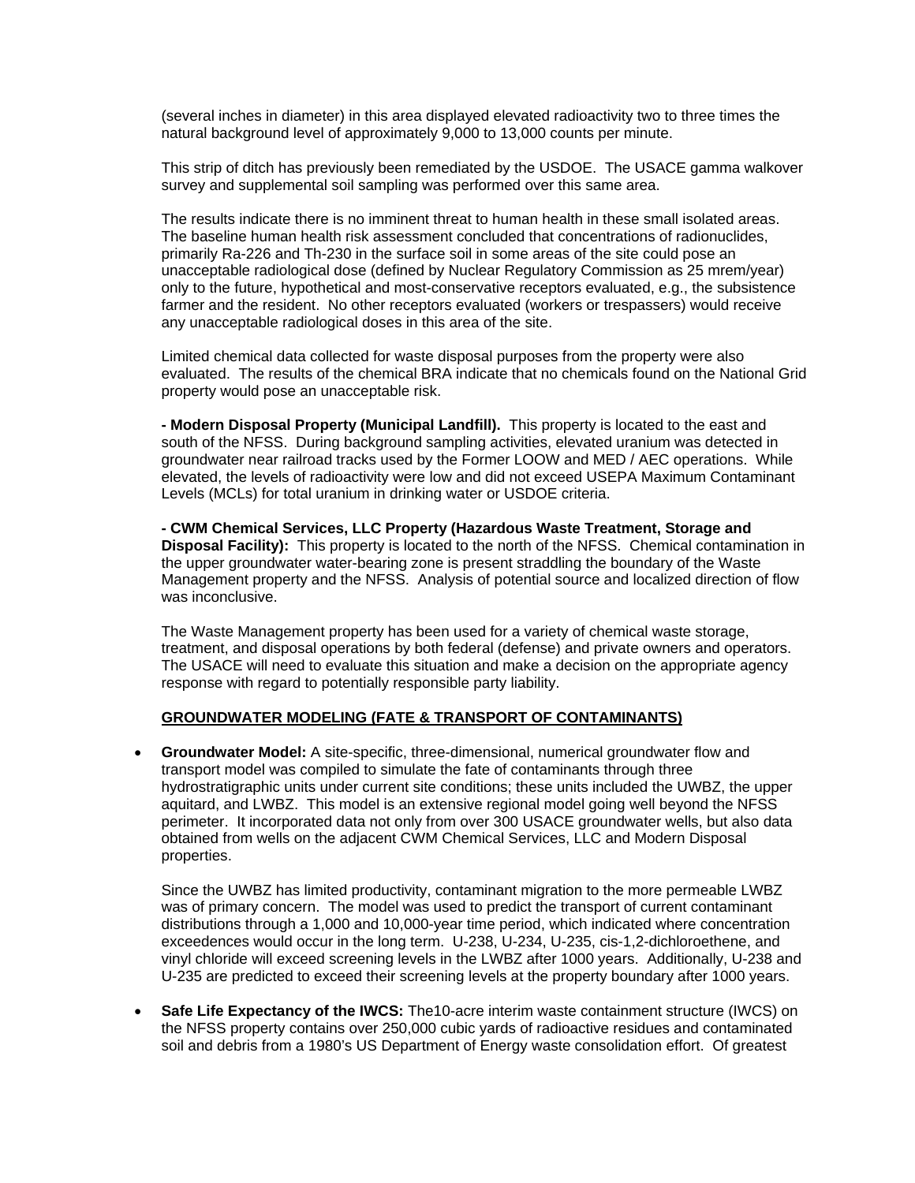(several inches in diameter) in this area displayed elevated radioactivity two to three times the natural background level of approximately 9,000 to 13,000 counts per minute.

This strip of ditch has previously been remediated by the USDOE. The USACE gamma walkover survey and supplemental soil sampling was performed over this same area.

The results indicate there is no imminent threat to human health in these small isolated areas. The baseline human health risk assessment concluded that concentrations of radionuclides, primarily Ra-226 and Th-230 in the surface soil in some areas of the site could pose an unacceptable radiological dose (defined by Nuclear Regulatory Commission as 25 mrem/year) only to the future, hypothetical and most-conservative receptors evaluated, e.g., the subsistence farmer and the resident. No other receptors evaluated (workers or trespassers) would receive any unacceptable radiological doses in this area of the site.

Limited chemical data collected for waste disposal purposes from the property were also evaluated. The results of the chemical BRA indicate that no chemicals found on the National Grid property would pose an unacceptable risk.

**- Modern Disposal Property (Municipal Landfill).** This property is located to the east and south of the NFSS. During background sampling activities, elevated uranium was detected in groundwater near railroad tracks used by the Former LOOW and MED / AEC operations. While elevated, the levels of radioactivity were low and did not exceed USEPA Maximum Contaminant Levels (MCLs) for total uranium in drinking water or USDOE criteria.

**- CWM Chemical Services, LLC Property (Hazardous Waste Treatment, Storage and Disposal Facility):** This property is located to the north of the NFSS. Chemical contamination in the upper groundwater water-bearing zone is present straddling the boundary of the Waste Management property and the NFSS. Analysis of potential source and localized direction of flow was inconclusive.

The Waste Management property has been used for a variety of chemical waste storage, treatment, and disposal operations by both federal (defense) and private owners and operators. The USACE will need to evaluate this situation and make a decision on the appropriate agency response with regard to potentially responsible party liability.

**GROUNDWATER MODELING (FATE & TRANSPORT OF CONTAMINANTS)**

- **Groundwater Model:** A site-specific, three-dimensional, numerical groundwater flow and transport model was compiled to simulate the fate of contaminants through three hydrostratigraphic units under current site conditions; these units included the UWBZ, the upper aquitard, and LWBZ. This model is an extensive regional model going well beyond the NFSS perimeter. It incorporated data not only from over 300 USACE groundwater wells, but also data obtained from wells on the adjacent CWM Chemical Services, LLC and Modern Disposal properties.

  Since the UWBZ has limited productivity, contaminant migration to the more permeable LWBZ was of primary concern. The model was used to predict the transport of current contaminant distributions through a 1,000 and 10,000-year time period, which indicated where concentration exceedences would occur in the long term. U-238, U-234, U-235, cis-1,2-dichloroethene, and vinyl chloride will exceed screening levels in the LWBZ after 1000 years. Additionally, U-238 and U-235 are predicted to exceed their screening levels at the property boundary after 1000 years.

- **Safe Life Expectancy of the IWCS:** The10-acre interim waste containment structure (IWCS) on the NFSS property contains over 250,000 cubic yards of radioactive residues and contaminated soil and debris from a 1980's US Department of Energy waste consolidation effort. Of greatest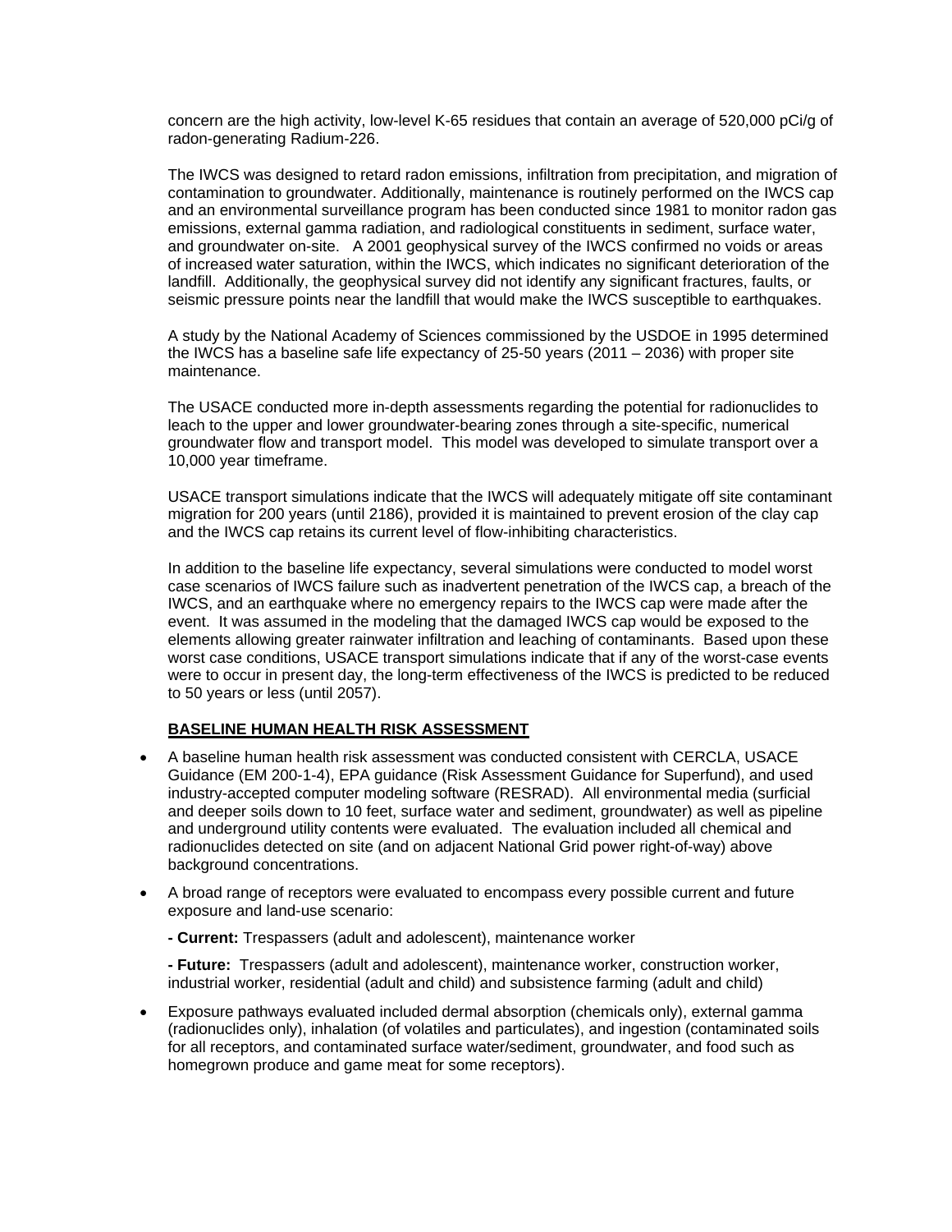concern are the high activity, low-level K-65 residues that contain an average of 520,000 pCi/g of radon-generating Radium-226.

The IWCS was designed to retard radon emissions, infiltration from precipitation, and migration of contamination to groundwater. Additionally, maintenance is routinely performed on the IWCS cap and an environmental surveillance program has been conducted since 1981 to monitor radon gas emissions, external gamma radiation, and radiological constituents in sediment, surface water, and groundwater on-site. A 2001 geophysical survey of the IWCS confirmed no voids or areas of increased water saturation, within the IWCS, which indicates no significant deterioration of the landfill. Additionally, the geophysical survey did not identify any significant fractures, faults, or seismic pressure points near the landfill that would make the IWCS susceptible to earthquakes.

A study by the National Academy of Sciences commissioned by the USDOE in 1995 determined the IWCS has a baseline safe life expectancy of 25-50 years (2011 – 2036) with proper site maintenance.

The USACE conducted more in-depth assessments regarding the potential for radionuclides to leach to the upper and lower groundwater-bearing zones through a site-specific, numerical groundwater flow and transport model. This model was developed to simulate transport over a 10,000 year timeframe.

USACE transport simulations indicate that the IWCS will adequately mitigate off site contaminant migration for 200 years (until 2186), provided it is maintained to prevent erosion of the clay cap and the IWCS cap retains its current level of flow-inhibiting characteristics.

In addition to the baseline life expectancy, several simulations were conducted to model worst case scenarios of IWCS failure such as inadvertent penetration of the IWCS cap, a breach of the IWCS, and an earthquake where no emergency repairs to the IWCS cap were made after the event. It was assumed in the modeling that the damaged IWCS cap would be exposed to the elements allowing greater rainwater infiltration and leaching of contaminants. Based upon these worst case conditions, USACE transport simulations indicate that if any of the worst-case events were to occur in present day, the long-term effectiveness of the IWCS is predicted to be reduced to 50 years or less (until 2057).

## BASELINE HUMAN HEALTH RISK ASSESSMENT

- A baseline human health risk assessment was conducted consistent with CERCLA, USACE Guidance (EM 200-1-4), EPA guidance (Risk Assessment Guidance for Superfund), and used industry-accepted computer modeling software (RESRAD). All environmental media (surficial and deeper soils down to 10 feet, surface water and sediment, groundwater) as well as pipeline and underground utility contents were evaluated. The evaluation included all chemical and radionuclides detected on site (and on adjacent National Grid power right-of-way) above background concentrations.
- A broad range of receptors were evaluated to encompass every possible current and future exposure and land-use scenario:

  **- Current:** Trespassers (adult and adolescent), maintenance worker

  **- Future:** Trespassers (adult and adolescent), maintenance worker, construction worker, industrial worker, residential (adult and child) and subsistence farming (adult and child)
- Exposure pathways evaluated included dermal absorption (chemicals only), external gamma (radionuclides only), inhalation (of volatiles and particulates), and ingestion (contaminated soils for all receptors, and contaminated surface water/sediment, groundwater, and food such as homegrown produce and game meat for some receptors).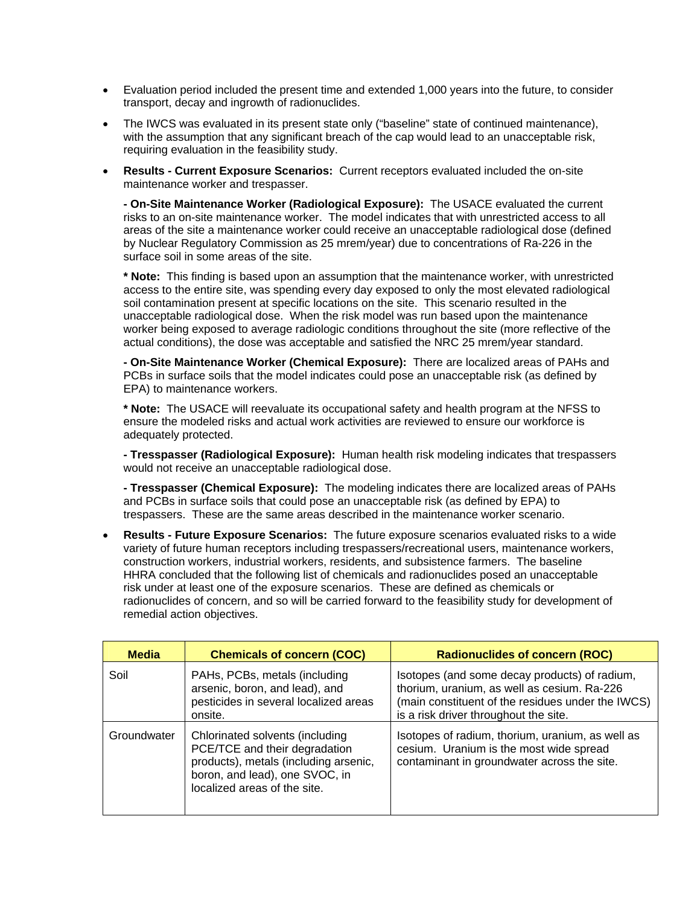- Evaluation period included the present time and extended 1,000 years into the future, to consider transport, decay and ingrowth of radionuclides.
- The IWCS was evaluated in its present state only ("baseline" state of continued maintenance), with the assumption that any significant breach of the cap would lead to an unacceptable risk, requiring evaluation in the feasibility study.
- **Results - Current Exposure Scenarios:** Current receptors evaluated included the on-site maintenance worker and trespasser.

  **- On-Site Maintenance Worker (Radiological Exposure):** The USACE evaluated the current risks to an on-site maintenance worker. The model indicates that with unrestricted access to all areas of the site a maintenance worker could receive an unacceptable radiological dose (defined by Nuclear Regulatory Commission as 25 mrem/year) due to concentrations of Ra-226 in the surface soil in some areas of the site.

  **\* Note:** This finding is based upon an assumption that the maintenance worker, with unrestricted access to the entire site, was spending every day exposed to only the most elevated radiological soil contamination present at specific locations on the site. This scenario resulted in the unacceptable radiological dose. When the risk model was run based upon the maintenance worker being exposed to average radiologic conditions throughout the site (more reflective of the actual conditions), the dose was acceptable and satisfied the NRC 25 mrem/year standard.

  **- On-Site Maintenance Worker (Chemical Exposure):** There are localized areas of PAHs and PCBs in surface soils that the model indicates could pose an unacceptable risk (as defined by EPA) to maintenance workers.

  **\* Note:** The USACE will reevaluate its occupational safety and health program at the NFSS to ensure the modeled risks and actual work activities are reviewed to ensure our workforce is adequately protected.

  **- Tresspasser (Radiological Exposure):** Human health risk modeling indicates that trespassers would not receive an unacceptable radiological dose.

  **- Tresspasser (Chemical Exposure):** The modeling indicates there are localized areas of PAHs and PCBs in surface soils that could pose an unacceptable risk (as defined by EPA) to trespassers. These are the same areas described in the maintenance worker scenario.

- **Results - Future Exposure Scenarios:** The future exposure scenarios evaluated risks to a wide variety of future human receptors including trespassers/recreational users, maintenance workers, construction workers, industrial workers, residents, and subsistence farmers. The baseline HHRA concluded that the following list of chemicals and radionuclides posed an unacceptable risk under at least one of the exposure scenarios. These are defined as chemicals or radionuclides of concern, and so will be carried forward to the feasibility study for development of remedial action objectives.

| Media | Chemicals of concern (COC) | Radionuclides of concern (ROC) |
|---|---|---|
| Soil | PAHs, PCBs, metals (including arsenic, boron, and lead), and pesticides in several localized areas onsite. | Isotopes (and some decay products) of radium, thorium, uranium, as well as cesium. Ra-226 (main constituent of the residues under the IWCS) is a risk driver throughout the site. |
| Groundwater | Chlorinated solvents (including PCE/TCE and their degradation products), metals (including arsenic, boron, and lead), one SVOC, in localized areas of the site. | Isotopes of radium, thorium, uranium, as well as cesium. Uranium is the most wide spread contaminant in groundwater across the site. |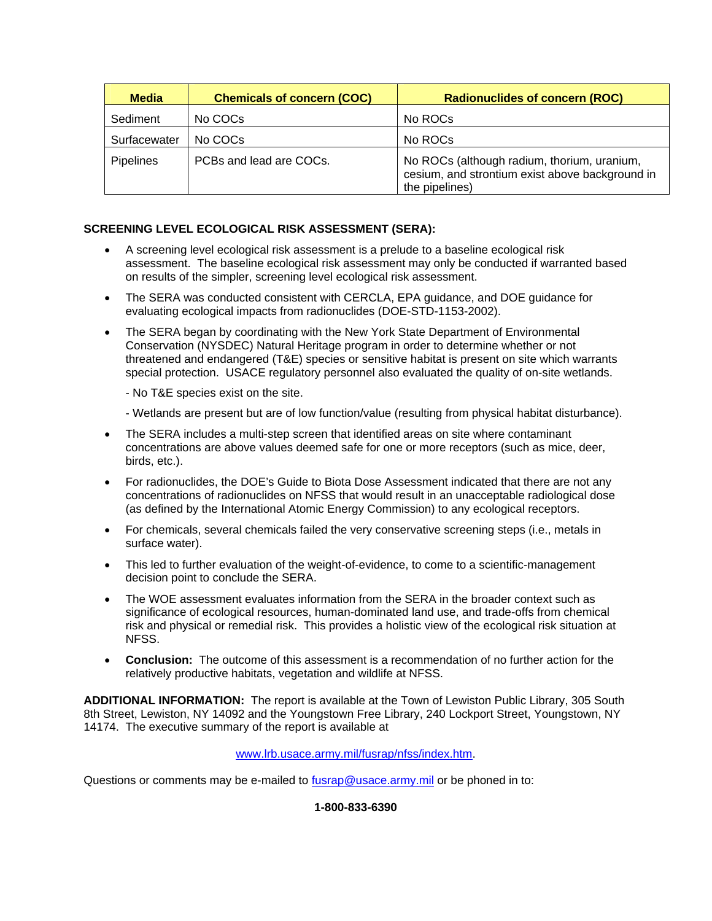| Media | Chemicals of concern (COC) | Radionuclides of concern (ROC) |
|---|---|---|
| Sediment | No COCs | No ROCs |
| Surfacewater | No COCs | No ROCs |
| Pipelines | PCBs and lead are COCs. | No ROCs (although radium, thorium, uranium, cesium, and strontium exist above background in the pipelines) |

**SCREENING LEVEL ECOLOGICAL RISK ASSESSMENT (SERA):**

- A screening level ecological risk assessment is a prelude to a baseline ecological risk assessment. The baseline ecological risk assessment may only be conducted if warranted based on results of the simpler, screening level ecological risk assessment.
- The SERA was conducted consistent with CERCLA, EPA guidance, and DOE guidance for evaluating ecological impacts from radionuclides (DOE-STD-1153-2002).
- The SERA began by coordinating with the New York State Department of Environmental Conservation (NYSDEC) Natural Heritage program in order to determine whether or not threatened and endangered (T&E) species or sensitive habitat is present on site which warrants special protection. USACE regulatory personnel also evaluated the quality of on-site wetlands.

  - No T&E species exist on the site.

  - Wetlands are present but are of low function/value (resulting from physical habitat disturbance).
- The SERA includes a multi-step screen that identified areas on site where contaminant concentrations are above values deemed safe for one or more receptors (such as mice, deer, birds, etc.).
- For radionuclides, the DOE's Guide to Biota Dose Assessment indicated that there are not any concentrations of radionuclides on NFSS that would result in an unacceptable radiological dose (as defined by the International Atomic Energy Commission) to any ecological receptors.
- For chemicals, several chemicals failed the very conservative screening steps (i.e., metals in surface water).
- This led to further evaluation of the weight-of-evidence, to come to a scientific-management decision point to conclude the SERA.
- The WOE assessment evaluates information from the SERA in the broader context such as significance of ecological resources, human-dominated land use, and trade-offs from chemical risk and physical or remedial risk. This provides a holistic view of the ecological risk situation at NFSS.
- **Conclusion:** The outcome of this assessment is a recommendation of no further action for the relatively productive habitats, vegetation and wildlife at NFSS.

**ADDITIONAL INFORMATION:** The report is available at the Town of Lewiston Public Library, 305 South 8th Street, Lewiston, NY 14092 and the Youngstown Free Library, 240 Lockport Street, Youngstown, NY 14174. The executive summary of the report is available at

www.lrb.usace.army.mil/fusrap/nfss/index.htm.

Questions or comments may be e-mailed to fusrap@usace.army.mil or be phoned in to:

**1-800-833-6390**